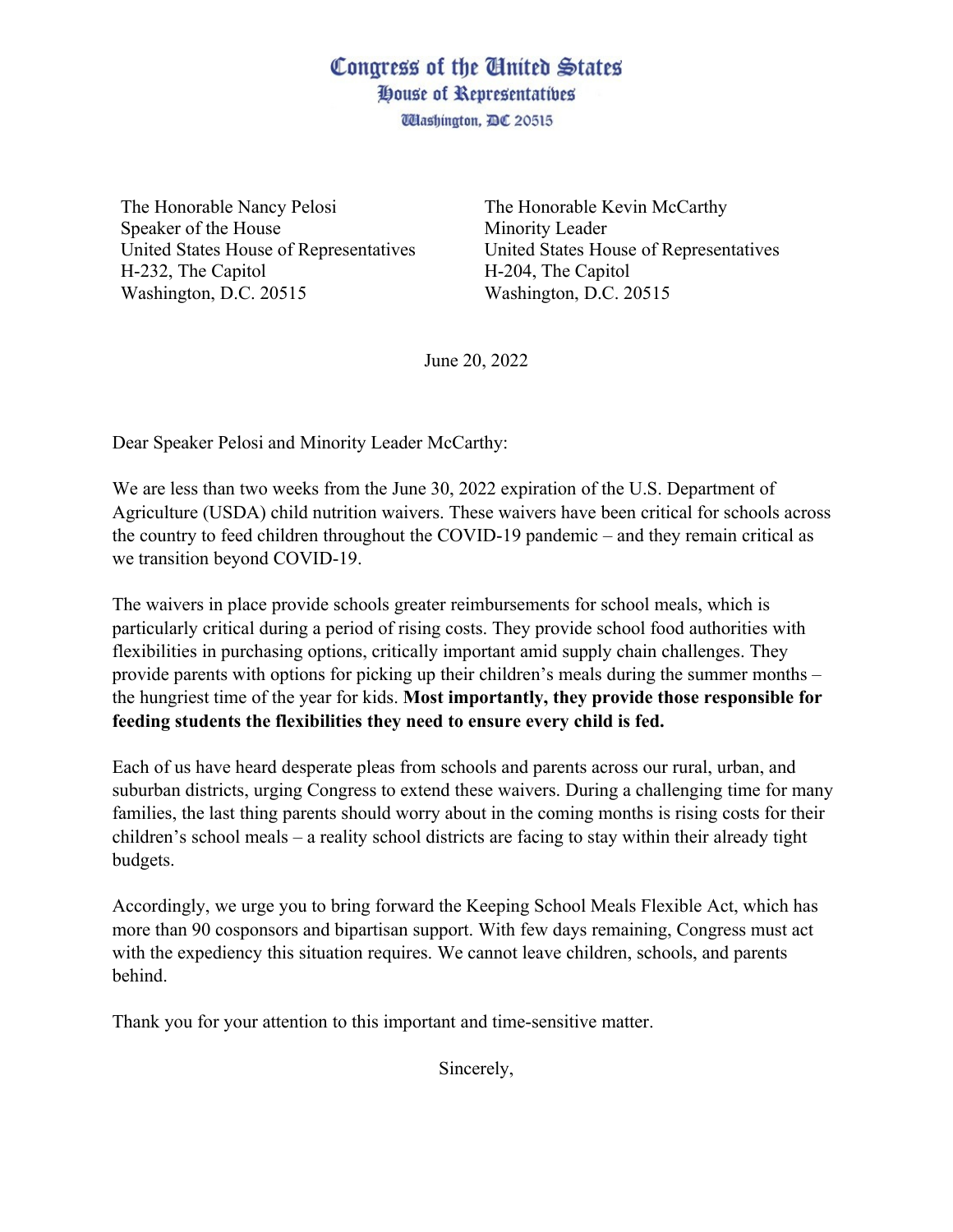# Congress of the United States
## House of Representatives
Washington, DC 20515

The Honorable Nancy Pelosi
Speaker of the House
United States House of Representatives
H-232, The Capitol
Washington, D.C. 20515

The Honorable Kevin McCarthy
Minority Leader
United States House of Representatives
H-204, The Capitol
Washington, D.C. 20515

June 20, 2022

Dear Speaker Pelosi and Minority Leader McCarthy:

We are less than two weeks from the June 30, 2022 expiration of the U.S. Department of Agriculture (USDA) child nutrition waivers. These waivers have been critical for schools across the country to feed children throughout the COVID-19 pandemic – and they remain critical as we transition beyond COVID-19.

The waivers in place provide schools greater reimbursements for school meals, which is particularly critical during a period of rising costs. They provide school food authorities with flexibilities in purchasing options, critically important amid supply chain challenges. They provide parents with options for picking up their children's meals during the summer months – the hungriest time of the year for kids. **Most importantly, they provide those responsible for feeding students the flexibilities they need to ensure every child is fed.**

Each of us have heard desperate pleas from schools and parents across our rural, urban, and suburban districts, urging Congress to extend these waivers. During a challenging time for many families, the last thing parents should worry about in the coming months is rising costs for their children's school meals – a reality school districts are facing to stay within their already tight budgets.

Accordingly, we urge you to bring forward the Keeping School Meals Flexible Act, which has more than 90 cosponsors and bipartisan support. With few days remaining, Congress must act with the expediency this situation requires. We cannot leave children, schools, and parents behind.

Thank you for your attention to this important and time-sensitive matter.

Sincerely,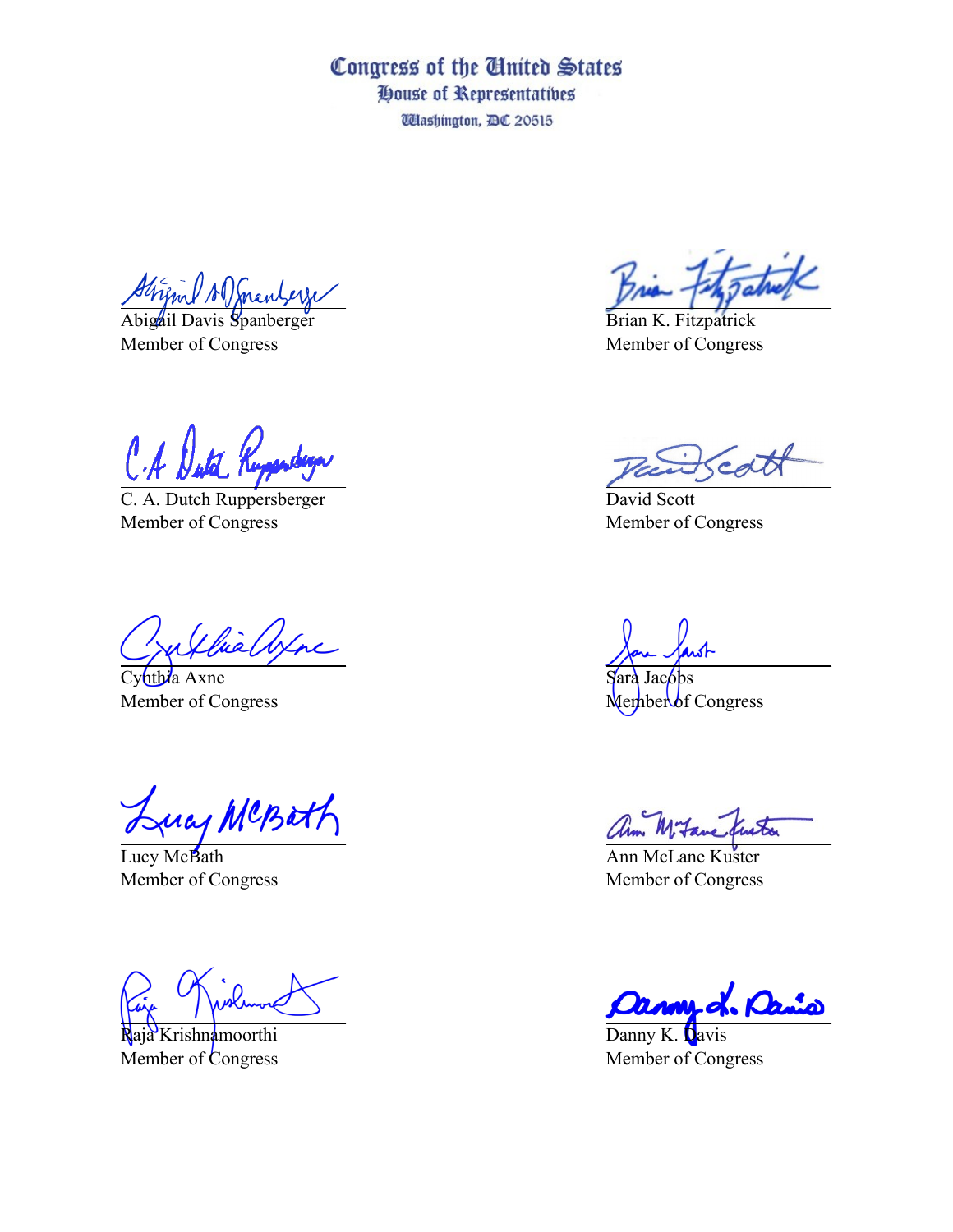Congress of the United States
House of Representatives
Washington, DC 20515

Abigail Davis Spanberger
Member of Congress

Brian K. Fitzpatrick
Member of Congress

C. A. Dutch Ruppersberger
Member of Congress

David Scott
Member of Congress

Cynthia Axne
Member of Congress

Sara Jacobs
Member of Congress

Lucy McBath
Member of Congress

Ann McLane Kuster
Member of Congress

Raja Krishnamoorthi
Member of Congress

Danny K. Davis
Member of Congress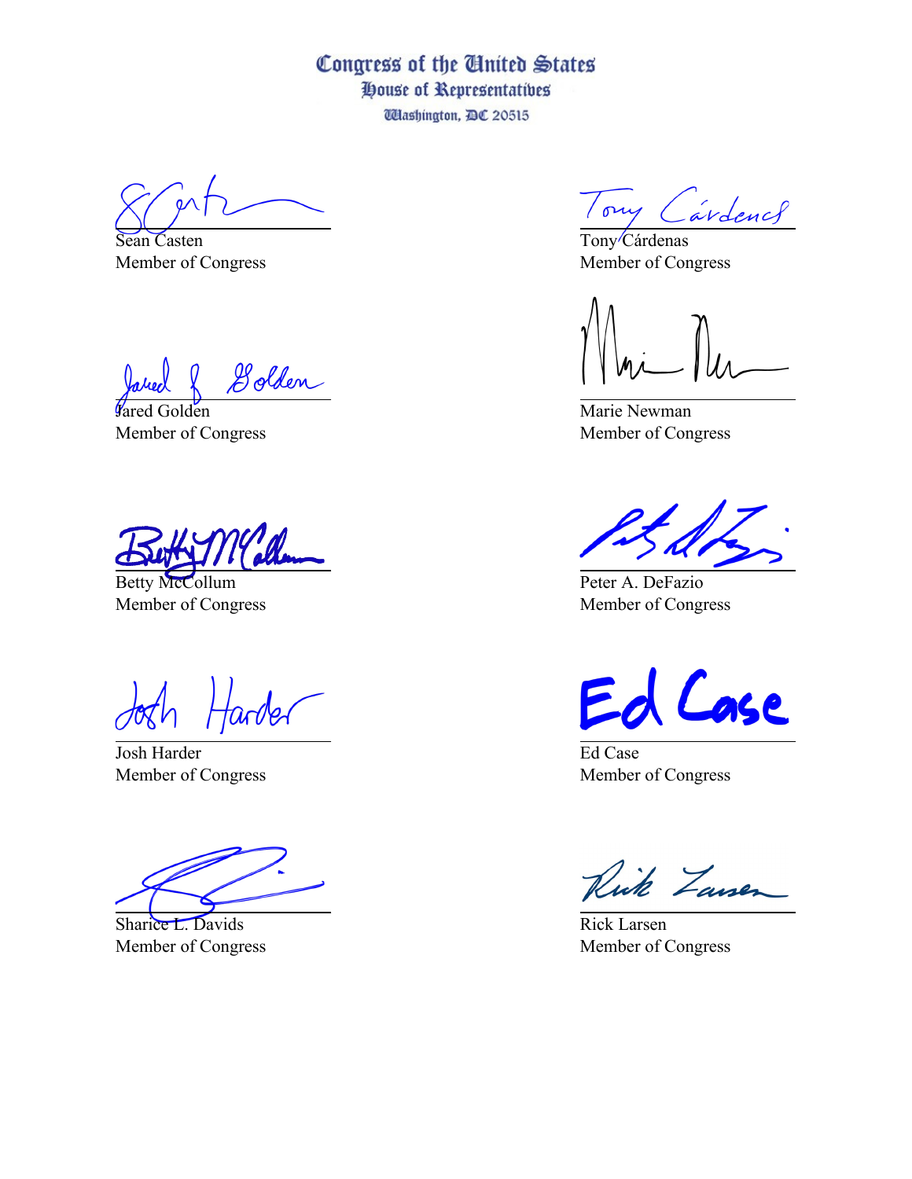Congress of the United States
House of Representatives
Washington, DC 20515

Sean Casten
Member of Congress

Tony Cárdenas
Member of Congress

Jared Golden
Member of Congress

Marie Newman
Member of Congress

Betty McCollum
Member of Congress

Peter A. DeFazio
Member of Congress

Josh Harder
Member of Congress

Ed Case
Member of Congress

Sharice L. Davids
Member of Congress

Rick Larsen
Member of Congress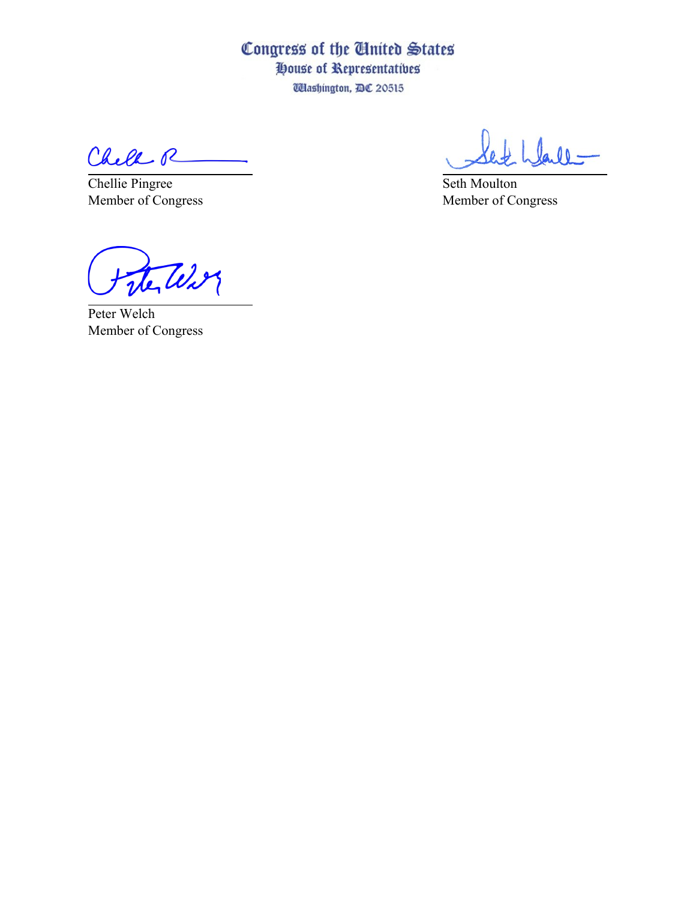Congress of the United States
House of Representatives
Washington, DC 20515

Chellie Pingree
Member of Congress

Seth Moulton
Member of Congress

Peter Welch
Member of Congress